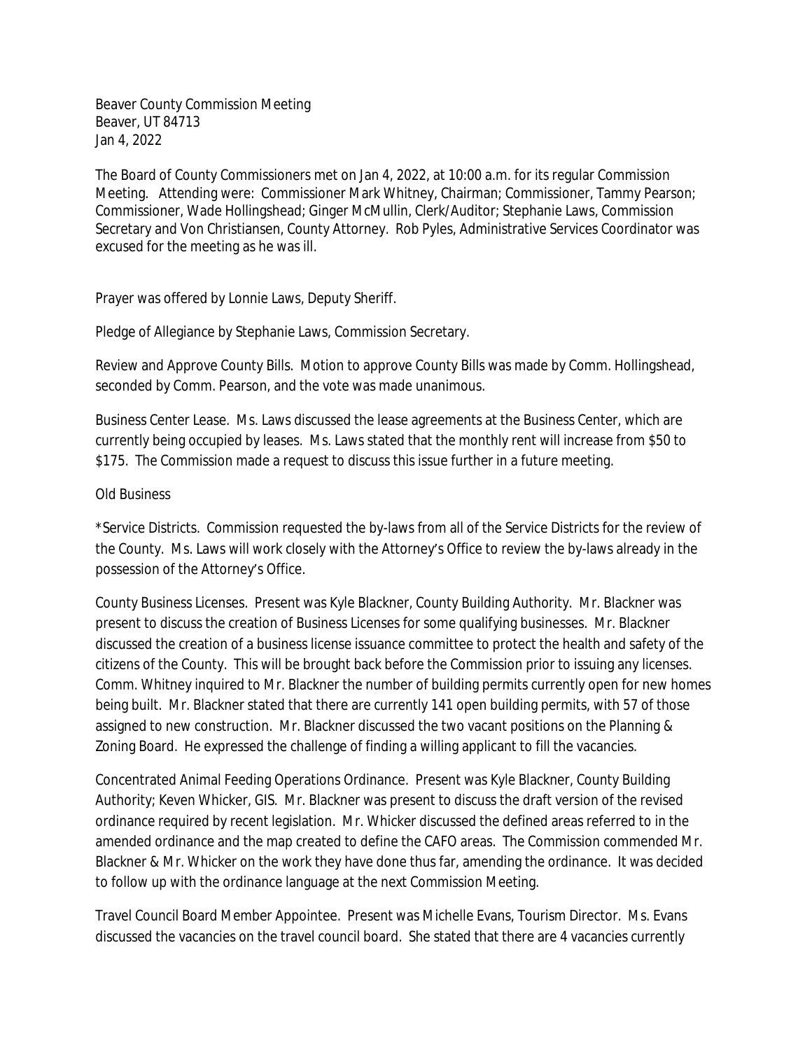Beaver County Commission Meeting
Beaver, UT 84713
Jan 4, 2022

The Board of County Commissioners met on Jan 4, 2022, at 10:00 a.m. for its regular Commission Meeting. Attending were: Commissioner Mark Whitney, Chairman; Commissioner, Tammy Pearson; Commissioner, Wade Hollingshead; Ginger McMullin, Clerk/Auditor; Stephanie Laws, Commission Secretary and Von Christiansen, County Attorney. Rob Pyles, Administrative Services Coordinator was excused for the meeting as he was ill.

Prayer was offered by Lonnie Laws, Deputy Sheriff.

Pledge of Allegiance by Stephanie Laws, Commission Secretary.

Review and Approve County Bills. Motion to approve County Bills was made by Comm. Hollingshead, seconded by Comm. Pearson, and the vote was made unanimous.

Business Center Lease. Ms. Laws discussed the lease agreements at the Business Center, which are currently being occupied by leases. Ms. Laws stated that the monthly rent will increase from $50 to $175. The Commission made a request to discuss this issue further in a future meeting.

Old Business

*Service Districts. Commission requested the by-laws from all of the Service Districts for the review of the County. Ms. Laws will work closely with the Attorney's Office to review the by-laws already in the possession of the Attorney's Office.

County Business Licenses. Present was Kyle Blackner, County Building Authority. Mr. Blackner was present to discuss the creation of Business Licenses for some qualifying businesses. Mr. Blackner discussed the creation of a business license issuance committee to protect the health and safety of the citizens of the County. This will be brought back before the Commission prior to issuing any licenses. Comm. Whitney inquired to Mr. Blackner the number of building permits currently open for new homes being built. Mr. Blackner stated that there are currently 141 open building permits, with 57 of those assigned to new construction. Mr. Blackner discussed the two vacant positions on the Planning & Zoning Board. He expressed the challenge of finding a willing applicant to fill the vacancies.

Concentrated Animal Feeding Operations Ordinance. Present was Kyle Blackner, County Building Authority; Keven Whicker, GIS. Mr. Blackner was present to discuss the draft version of the revised ordinance required by recent legislation. Mr. Whicker discussed the defined areas referred to in the amended ordinance and the map created to define the CAFO areas. The Commission commended Mr. Blackner & Mr. Whicker on the work they have done thus far, amending the ordinance. It was decided to follow up with the ordinance language at the next Commission Meeting.

Travel Council Board Member Appointee. Present was Michelle Evans, Tourism Director. Ms. Evans discussed the vacancies on the travel council board. She stated that there are 4 vacancies currently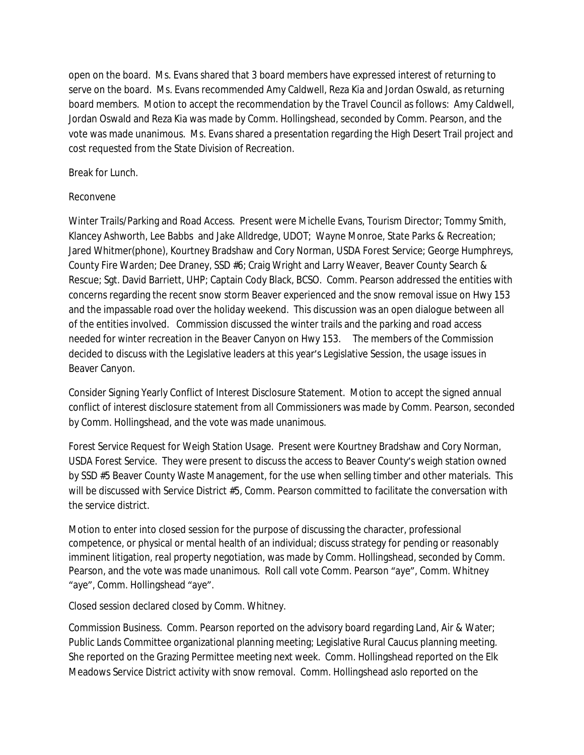open on the board. Ms. Evans shared that 3 board members have expressed interest of returning to serve on the board. Ms. Evans recommended Amy Caldwell, Reza Kia and Jordan Oswald, as returning board members. Motion to accept the recommendation by the Travel Council as follows: Amy Caldwell, Jordan Oswald and Reza Kia was made by Comm. Hollingshead, seconded by Comm. Pearson, and the vote was made unanimous. Ms. Evans shared a presentation regarding the High Desert Trail project and cost requested from the State Division of Recreation.

Break for Lunch.

Reconvene

Winter Trails/Parking and Road Access. Present were Michelle Evans, Tourism Director; Tommy Smith, Klancey Ashworth, Lee Babbs and Jake Alldredge, UDOT; Wayne Monroe, State Parks & Recreation; Jared Whitmer(phone), Kourtney Bradshaw and Cory Norman, USDA Forest Service; George Humphreys, County Fire Warden; Dee Draney, SSD #6; Craig Wright and Larry Weaver, Beaver County Search & Rescue; Sgt. David Barriett, UHP; Captain Cody Black, BCSO. Comm. Pearson addressed the entities with concerns regarding the recent snow storm Beaver experienced and the snow removal issue on Hwy 153 and the impassable road over the holiday weekend. This discussion was an open dialogue between all of the entities involved. Commission discussed the winter trails and the parking and road access needed for winter recreation in the Beaver Canyon on Hwy 153. The members of the Commission decided to discuss with the Legislative leaders at this year's Legislative Session, the usage issues in Beaver Canyon.

Consider Signing Yearly Conflict of Interest Disclosure Statement. Motion to accept the signed annual conflict of interest disclosure statement from all Commissioners was made by Comm. Pearson, seconded by Comm. Hollingshead, and the vote was made unanimous.

Forest Service Request for Weigh Station Usage. Present were Kourtney Bradshaw and Cory Norman, USDA Forest Service. They were present to discuss the access to Beaver County's weigh station owned by SSD #5 Beaver County Waste Management, for the use when selling timber and other materials. This will be discussed with Service District #5, Comm. Pearson committed to facilitate the conversation with the service district.

Motion to enter into closed session for the purpose of discussing the character, professional competence, or physical or mental health of an individual; discuss strategy for pending or reasonably imminent litigation, real property negotiation, was made by Comm. Hollingshead, seconded by Comm. Pearson, and the vote was made unanimous. Roll call vote Comm. Pearson "aye", Comm. Whitney "aye", Comm. Hollingshead "aye".

Closed session declared closed by Comm. Whitney.

Commission Business. Comm. Pearson reported on the advisory board regarding Land, Air & Water; Public Lands Committee organizational planning meeting; Legislative Rural Caucus planning meeting. She reported on the Grazing Permittee meeting next week. Comm. Hollingshead reported on the Elk Meadows Service District activity with snow removal. Comm. Hollingshead aslo reported on the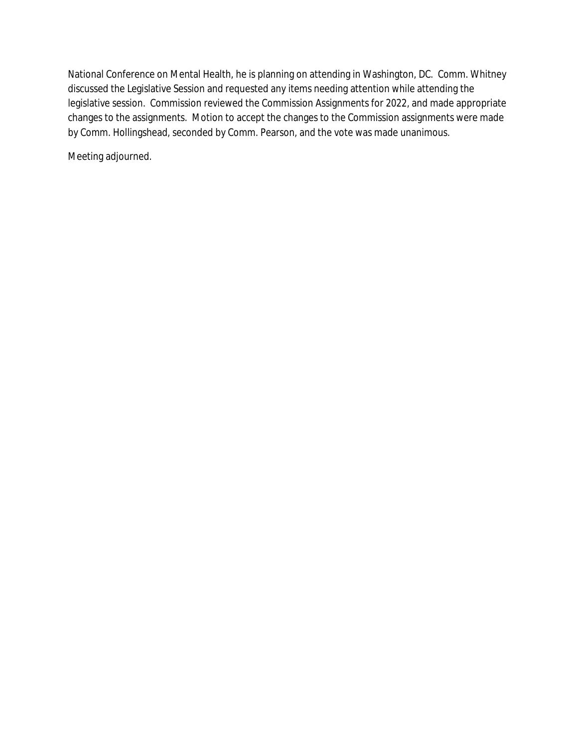National Conference on Mental Health, he is planning on attending in Washington, DC. Comm. Whitney discussed the Legislative Session and requested any items needing attention while attending the legislative session. Commission reviewed the Commission Assignments for 2022, and made appropriate changes to the assignments. Motion to accept the changes to the Commission assignments were made by Comm. Hollingshead, seconded by Comm. Pearson, and the vote was made unanimous.

Meeting adjourned.